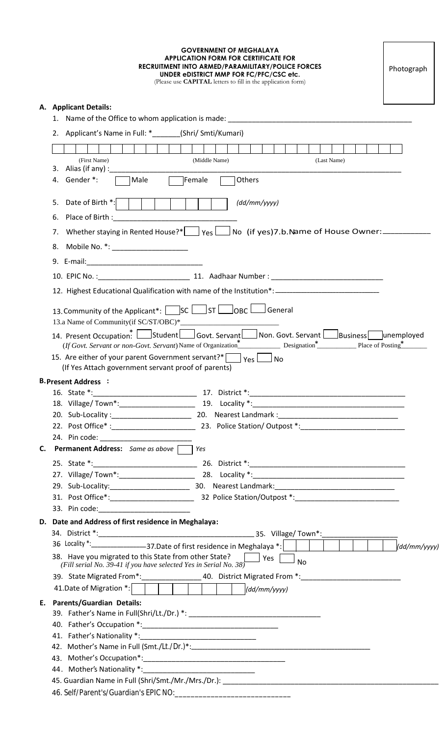**GOVERNMENT OF MEGHALAYA**
**APPLICATION FORM FOR CERTIFICATE FOR**
**RECRUITMENT INTO ARMED/PARAMILITARY/POLICE FORCES**
**UNDER eDISTRICT MMP FOR FC/PFC/CSC etc.**
(Please use **CAPITAL** letters to fill in the application form)

Photograph

## A. Applicant Details:

1. Name of the Office to whom application is made: ____________________
2. Applicant's Name in Full: *_______(Shri/ Smti/Kumari)

   (First Name) (Middle Name) (Last Name)

3. Alias (if any) :____________________
4. Gender *: ☐ Male ☐ Female ☐ Others
5. Date of Birth *: ☐☐☐☐☐☐☐☐ (dd/mm/yyyy)
6. Place of Birth :____________________
7. Whether staying in Rented House?* ☐ Yes ☐ No (if yes)7.b.Name of House Owner:__________
8. Mobile No. *: ____________________
9. E-mail:____________________
10. EPIC No. :____________________ 11. Aadhaar Number : ____________________
12. Highest Educational Qualification with name of the Institution*:____________________
13. Community of the Applicant*: ☐ SC ☐ ST ☐ OBC ☐ General

    13.a Name of Community(if SC/ST/OBC)*____________________
14. Present Occupation:* ☐ Student ☐ Govt. Servant ☐ Non. Govt. Servant ☐ Business ☐ unemployed

    (If Govt. Servant or non-Govt. Servant) Name of Organization*__________ Designation*__________ Place of Posting*__________
15. Are either of your parent Government servant?* ☐ Yes ☐ No

    (If Yes Attach government servant proof of parents)

## B. Present Address :

16. State *:____________________ 17. District *:____________________
18. Village/ Town*:____________________ 19. Locality *:____________________
20. Sub-Locality :____________________ 20. Nearest Landmark :____________________
22. Post Office* :____________________ 23. Police Station/ Outpost *:____________________
24. Pin code: ____________________

## C. Permanent Address: *Same as above* ☐ Yes

25. State *:____________________ 26. District *:____________________
27. Village/ Town*:____________________ 28. Locality *:____________________
29. Sub-Locality:____________________ 30. Nearest Landmark:____________________
31. Post Office*:____________________ 32 Police Station/Outpost *:____________________
33. Pin code:____________________

## D. Date and Address of first residence in Meghalaya:

34. District *:____________________ 35. Village/ Town*:____________________

36 Locality *:____________________ 37.Date of first residence in Meghalaya *: ☐☐☐☐☐☐☐☐ (dd/mm/yyyy)

38. Have you migrated to this State from other State? ☐ Yes ☐ No

    (Fill serial No. 39-41 if you have selected Yes in Serial No. 38)

39. State Migrated From*:____________________ 40. District Migrated From *:____________________

41. Date of Migration *: ☐☐☐☐☐☐☐☐ (dd/mm/yyyy)

## E. Parents/Guardian Details:

39. Father's Name in Full(Shri/Lt./Dr.) *: ____________________
40. Father's Occupation *:____________________
41. Father's Nationality *:____________________
42. Mother's Name in Full (Smt./Lt./Dr.)*:____________________
43. Mother's Occupation*:____________________
44. Mother's Nationality *:____________________
45. Guardian Name in Full (Shri/Smt./Mr./Mrs./Dr.): ____________________
46. Self/Parent's/Guardian's EPIC NO:____________________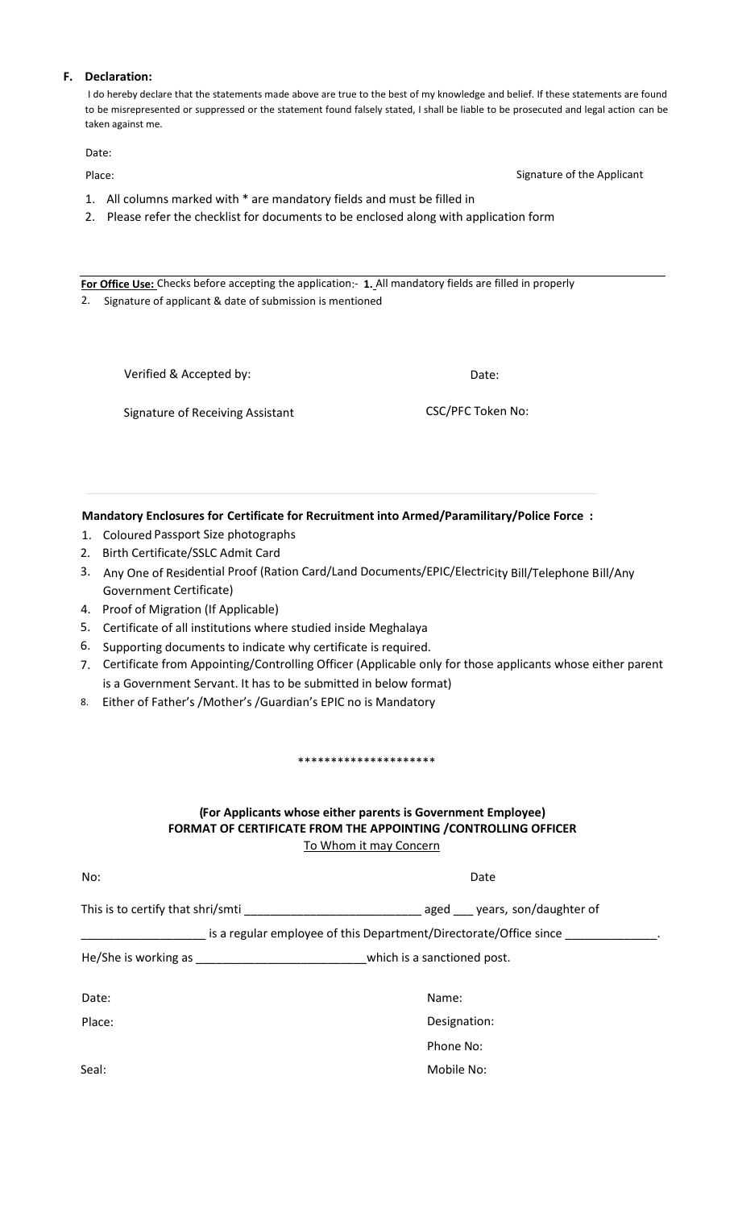## F. Declaration:

I do hereby declare that the statements made above are true to the best of my knowledge and belief. If these statements are found to be misrepresented or suppressed or the statement found falsely stated, I shall be liable to be prosecuted and legal action can be taken against me.

Date:

Place: Signature of the Applicant

1. All columns marked with * are mandatory fields and must be filled in
2. Please refer the checklist for documents to be enclosed along with application form

---

**For Office Use:** Checks before accepting the application:- **1.** All mandatory fields are filled in properly

2. Signature of applicant & date of submission is mentioned

Verified & Accepted by: Date:

Signature of Receiving Assistant CSC/PFC Token No:

**Mandatory Enclosures for Certificate for Recruitment into Armed/Paramilitary/Police Force :**

1. Coloured Passport Size photographs
2. Birth Certificate/SSLC Admit Card
3. Any One of Residential Proof (Ration Card/Land Documents/EPIC/Electricity Bill/Telephone Bill/Any Government Certificate)
4. Proof of Migration (If Applicable)
5. Certificate of all institutions where studied inside Meghalaya
6. Supporting documents to indicate why certificate is required.
7. Certificate from Appointing/Controlling Officer (Applicable only for those applicants whose either parent is a Government Servant. It has to be submitted in below format)
8. Either of Father's /Mother's /Guardian's EPIC no is Mandatory

********************

**(For Applicants whose either parents is Government Employee)**
**FORMAT OF CERTIFICATE FROM THE APPOINTING /CONTROLLING OFFICER**
To Whom it may Concern

No: Date

This is to certify that shri/smti __________________________ aged ___ years, son/daughter of __________________ is a regular employee of this Department/Directorate/Office since ______________.

He/She is working as _________________________ which is a sanctioned post.

Date: Name:

Place: Designation:

Phone No:

Seal: Mobile No: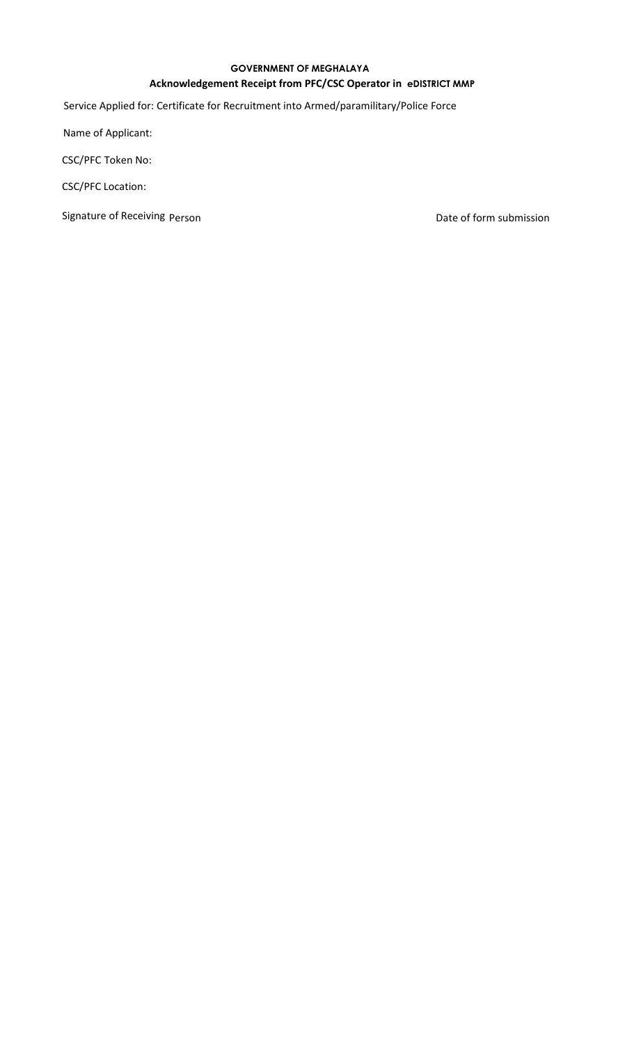**GOVERNMENT OF MEGHALAYA**

**Acknowledgement Receipt from PFC/CSC Operator in eDISTRICT MMP**

Service Applied for: Certificate for Recruitment into Armed/paramilitary/Police Force

Name of Applicant:

CSC/PFC Token No:

CSC/PFC Location:

Signature of Receiving Person

Date of form submission